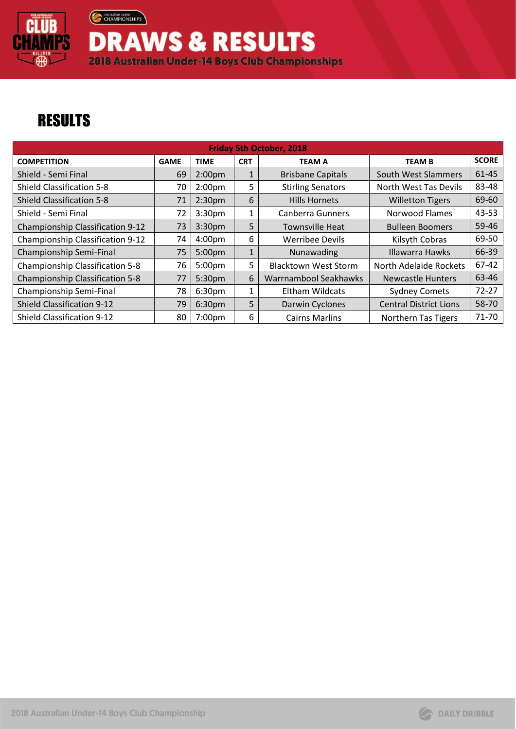# DRAWS & RESULTS

2018 Australian Under-14 Boys Club Championships

## RESULTS

| Friday 5th October, 2018 | | | | | | |
|---|---|---|---|---|---|---|
| **COMPETITION** | **GAME** | **TIME** | **CRT** | **TEAM A** | **TEAM B** | **SCORE** |
| Shield - Semi Final | 69 | 2:00pm | 1 | Brisbane Capitals | South West Slammers | 61-45 |
| Shield Classification 5-8 | 70 | 2:00pm | 5 | Stirling Senators | North West Tas Devils | 83-48 |
| Shield Classification 5-8 | 71 | 2:30pm | 6 | Hills Hornets | Willetton Tigers | 69-60 |
| Shield - Semi Final | 72 | 3:30pm | 1 | Canberra Gunners | Norwood Flames | 43-53 |
| Championship Classification 9-12 | 73 | 3:30pm | 5 | Townsville Heat | Bulleen Boomers | 59-46 |
| Championship Classification 9-12 | 74 | 4:00pm | 6 | Werribee Devils | Kilsyth Cobras | 69-50 |
| Championship Semi-Final | 75 | 5:00pm | 1 | Nunawading | Illawarra Hawks | 66-39 |
| Championship Classification 5-8 | 76 | 5:00pm | 5 | Blacktown West Storm | North Adelaide Rockets | 67-42 |
| Championship Classification 5-8 | 77 | 5:30pm | 6 | Warrnambool Seahawks | Newcastle Hunters | 63-46 |
| Championship Semi-Final | 78 | 6:30pm | 1 | Eltham Wildcats | Sydney Comets | 72-27 |
| Shield Classification 9-12 | 79 | 6:30pm | 5 | Darwin Cyclones | Central District Lions | 58-70 |
| Shield Classification 9-12 | 80 | 7:00pm | 6 | Cairns Marlins | Northern Tas Tigers | 71-70 |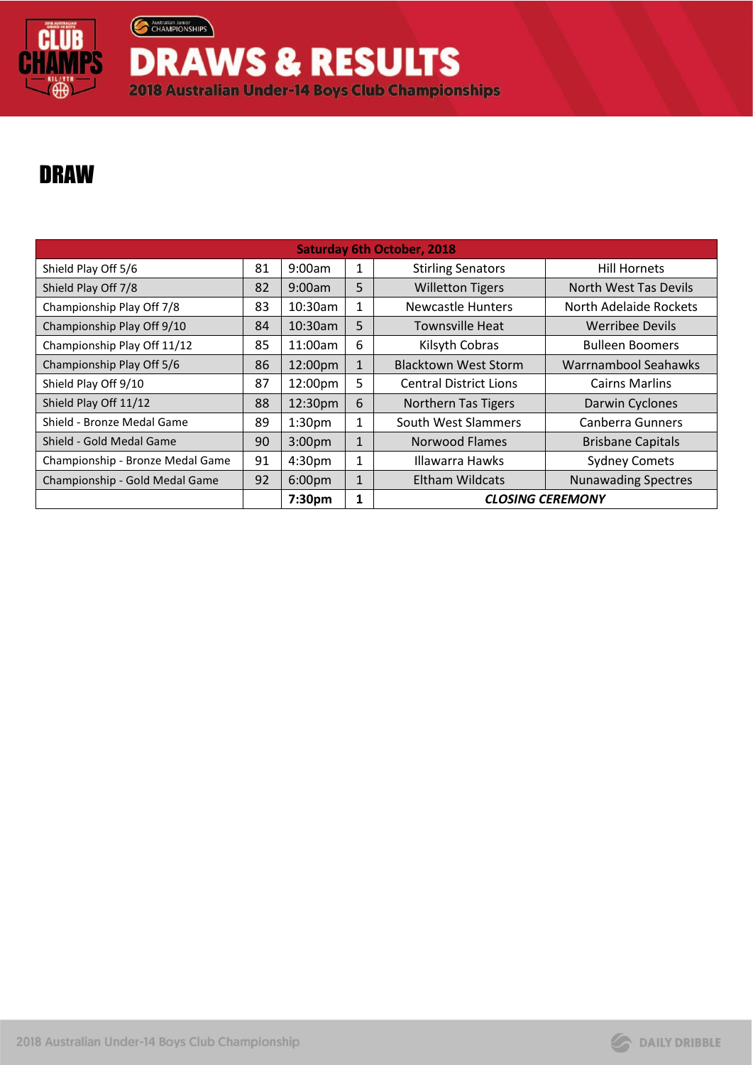# DRAWS & RESULTS

2018 Australian Under-14 Boys Club Championships

## DRAW

| Saturday 6th October, 2018 | | | | | |
|---|---|---|---|---|---|
| Shield Play Off 5/6 | 81 | 9:00am | 1 | Stirling Senators | Hill Hornets |
| Shield Play Off 7/8 | 82 | 9:00am | 5 | Willetton Tigers | North West Tas Devils |
| Championship Play Off 7/8 | 83 | 10:30am | 1 | Newcastle Hunters | North Adelaide Rockets |
| Championship Play Off 9/10 | 84 | 10:30am | 5 | Townsville Heat | Werribee Devils |
| Championship Play Off 11/12 | 85 | 11:00am | 6 | Kilsyth Cobras | Bulleen Boomers |
| Championship Play Off 5/6 | 86 | 12:00pm | 1 | Blacktown West Storm | Warrnambool Seahawks |
| Shield Play Off 9/10 | 87 | 12:00pm | 5 | Central District Lions | Cairns Marlins |
| Shield Play Off 11/12 | 88 | 12:30pm | 6 | Northern Tas Tigers | Darwin Cyclones |
| Shield - Bronze Medal Game | 89 | 1:30pm | 1 | South West Slammers | Canberra Gunners |
| Shield - Gold Medal Game | 90 | 3:00pm | 1 | Norwood Flames | Brisbane Capitals |
| Championship - Bronze Medal Game | 91 | 4:30pm | 1 | Illawarra Hawks | Sydney Comets |
| Championship - Gold Medal Game | 92 | 6:00pm | 1 | Eltham Wildcats | Nunawading Spectres |
| | | **7:30pm** | **1** | ***CLOSING CEREMONY*** | |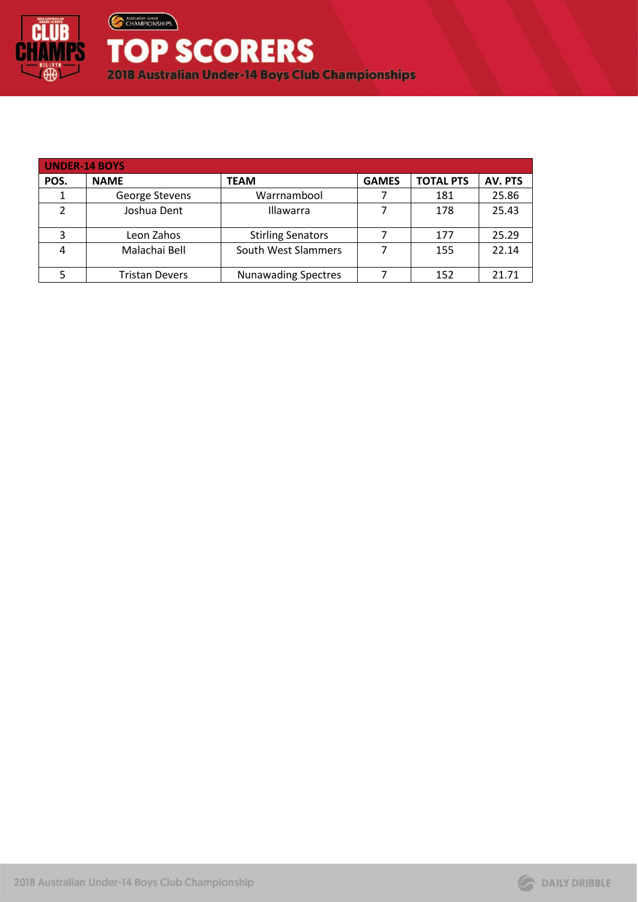# TOP SCORERS

## 2018 Australian Under-14 Boys Club Championships

| UNDER-14 BOYS | | | | | |
|---|---|---|---|---|---|
| POS. | NAME | TEAM | GAMES | TOTAL PTS | AV. PTS |
| 1 | George Stevens | Warrnambool | 7 | 181 | 25.86 |
| 2 | Joshua Dent | Illawarra | 7 | 178 | 25.43 |
| 3 | Leon Zahos | Stirling Senators | 7 | 177 | 25.29 |
| 4 | Malachai Bell | South West Slammers | 7 | 155 | 22.14 |
| 5 | Tristan Devers | Nunawading Spectres | 7 | 152 | 21.71 |